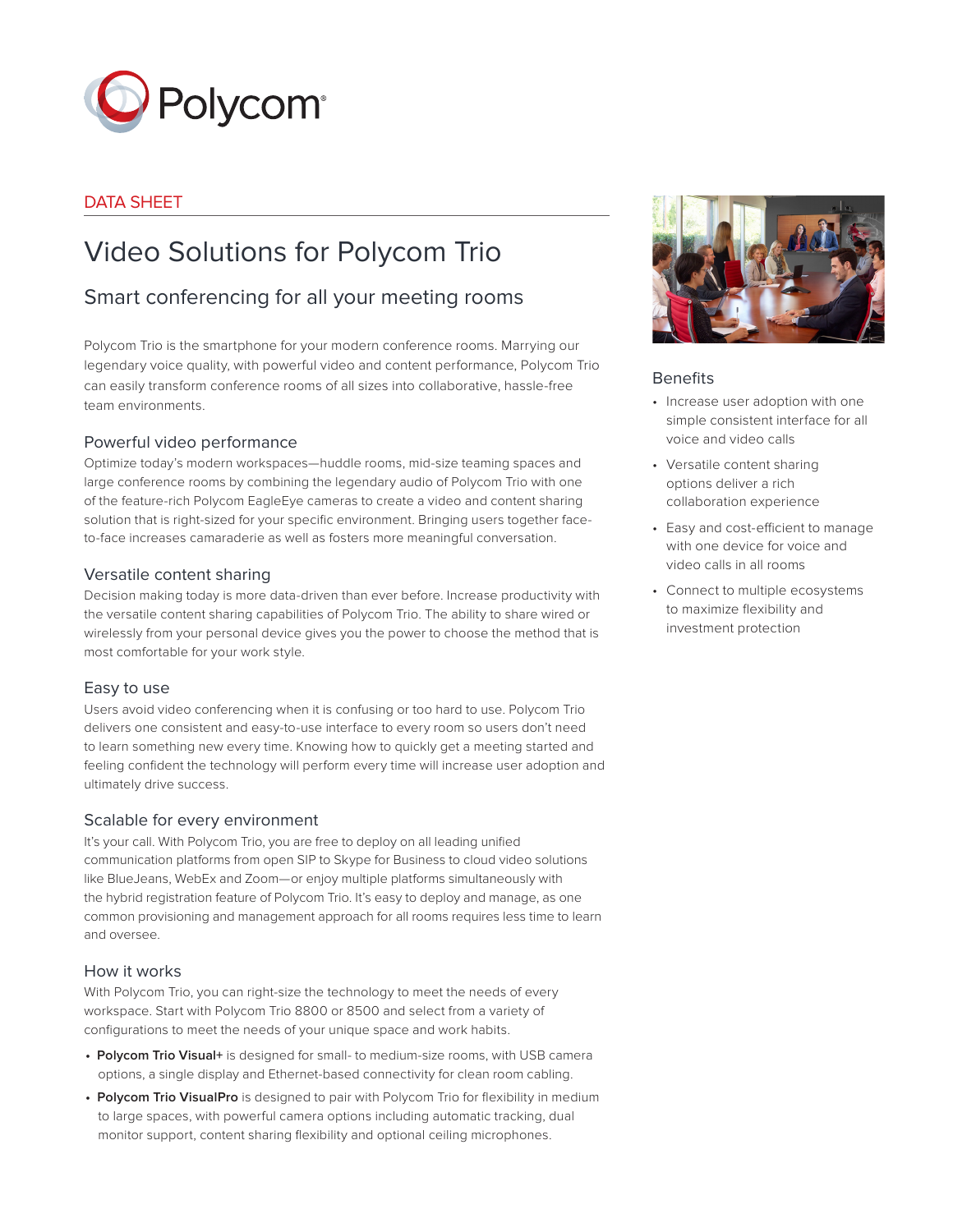Polycom®

DATA SHEET

# Video Solutions for Polycom Trio

## Smart conferencing for all your meeting rooms

Polycom Trio is the smartphone for your modern conference rooms. Marrying our legendary voice quality, with powerful video and content performance, Polycom Trio can easily transform conference rooms of all sizes into collaborative, hassle-free team environments.

### Powerful video performance

Optimize today's modern workspaces—huddle rooms, mid-size teaming spaces and large conference rooms by combining the legendary audio of Polycom Trio with one of the feature-rich Polycom EagleEye cameras to create a video and content sharing solution that is right-sized for your specific environment. Bringing users together face-to-face increases camaraderie as well as fosters more meaningful conversation.

### Versatile content sharing

Decision making today is more data-driven than ever before. Increase productivity with the versatile content sharing capabilities of Polycom Trio. The ability to share wired or wirelessly from your personal device gives you the power to choose the method that is most comfortable for your work style.

### Easy to use

Users avoid video conferencing when it is confusing or too hard to use. Polycom Trio delivers one consistent and easy-to-use interface to every room so users don't need to learn something new every time. Knowing how to quickly get a meeting started and feeling confident the technology will perform every time will increase user adoption and ultimately drive success.

### Scalable for every environment

It's your call. With Polycom Trio, you are free to deploy on all leading unified communication platforms from open SIP to Skype for Business to cloud video solutions like BlueJeans, WebEx and Zoom—or enjoy multiple platforms simultaneously with the hybrid registration feature of Polycom Trio. It's easy to deploy and manage, as one common provisioning and management approach for all rooms requires less time to learn and oversee.

### How it works

With Polycom Trio, you can right-size the technology to meet the needs of every workspace. Start with Polycom Trio 8800 or 8500 and select from a variety of configurations to meet the needs of your unique space and work habits.

- **Polycom Trio Visual+** is designed for small- to medium-size rooms, with USB camera options, a single display and Ethernet-based connectivity for clean room cabling.
- **Polycom Trio VisualPro** is designed to pair with Polycom Trio for flexibility in medium to large spaces, with powerful camera options including automatic tracking, dual monitor support, content sharing flexibility and optional ceiling microphones.

### Benefits

- Increase user adoption with one simple consistent interface for all voice and video calls
- Versatile content sharing options deliver a rich collaboration experience
- Easy and cost-efficient to manage with one device for voice and video calls in all rooms
- Connect to multiple ecosystems to maximize flexibility and investment protection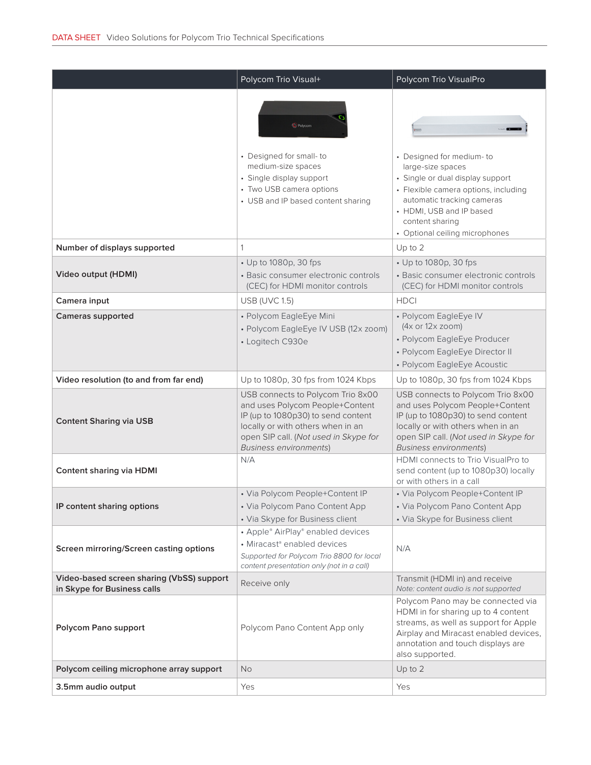| | Polycom Trio Visual+ | Polycom Trio VisualPro |
|---|---|---|
| | • Designed for small- to medium-size spaces<br>• Single display support<br>• Two USB camera options<br>• USB and IP based content sharing | • Designed for medium- to large-size spaces<br>• Single or dual display support<br>• Flexible camera options, including automatic tracking cameras<br>• HDMI, USB and IP based content sharing<br>• Optional ceiling microphones |
| **Number of displays supported** | 1 | Up to 2 |
| **Video output (HDMI)** | • Up to 1080p, 30 fps<br>• Basic consumer electronic controls (CEC) for HDMI monitor controls | • Up to 1080p, 30 fps<br>• Basic consumer electronic controls (CEC) for HDMI monitor controls |
| **Camera input** | USB (UVC 1.5) | HDCI |
| **Cameras supported** | • Polycom EagleEye Mini<br>• Polycom EagleEye IV USB (12x zoom)<br>• Logitech C930e | • Polycom EagleEye IV (4x or 12x zoom)<br>• Polycom EagleEye Producer<br>• Polycom EagleEye Director II<br>• Polycom EagleEye Acoustic |
| **Video resolution (to and from far end)** | Up to 1080p, 30 fps from 1024 Kbps | Up to 1080p, 30 fps from 1024 Kbps |
| **Content Sharing via USB** | USB connects to Polycom Trio 8x00 and uses Polycom People+Content IP (up to 1080p30) to send content locally or with others when in an open SIP call. (*Not used in Skype for Business environments*) | USB connects to Polycom Trio 8x00 and uses Polycom People+Content IP (up to 1080p30) to send content locally or with others when in an open SIP call. (*Not used in Skype for Business environments*) |
| **Content sharing via HDMI** | N/A | HDMI connects to Trio VisualPro to send content (up to 1080p30) locally or with others in a call |
| **IP content sharing options** | • Via Polycom People+Content IP<br>• Via Polycom Pano Content App<br>• Via Skype for Business client | • Via Polycom People+Content IP<br>• Via Polycom Pano Content App<br>• Via Skype for Business client |
| **Screen mirroring/Screen casting options** | • Apple® AirPlay® enabled devices<br>• Miracast® enabled devices<br>*Supported for Polycom Trio 8800 for local content presentation only (not in a call)* | N/A |
| **Video-based screen sharing (VbSS) support in Skype for Business calls** | Receive only | Transmit (HDMI in) and receive<br>*Note: content audio is not supported* |
| **Polycom Pano support** | Polycom Pano Content App only | Polycom Pano may be connected via HDMI in for sharing up to 4 content streams, as well as support for Apple Airplay and Miracast enabled devices, annotation and touch displays are also supported. |
| **Polycom ceiling microphone array support** | No | Up to 2 |
| **3.5mm audio output** | Yes | Yes |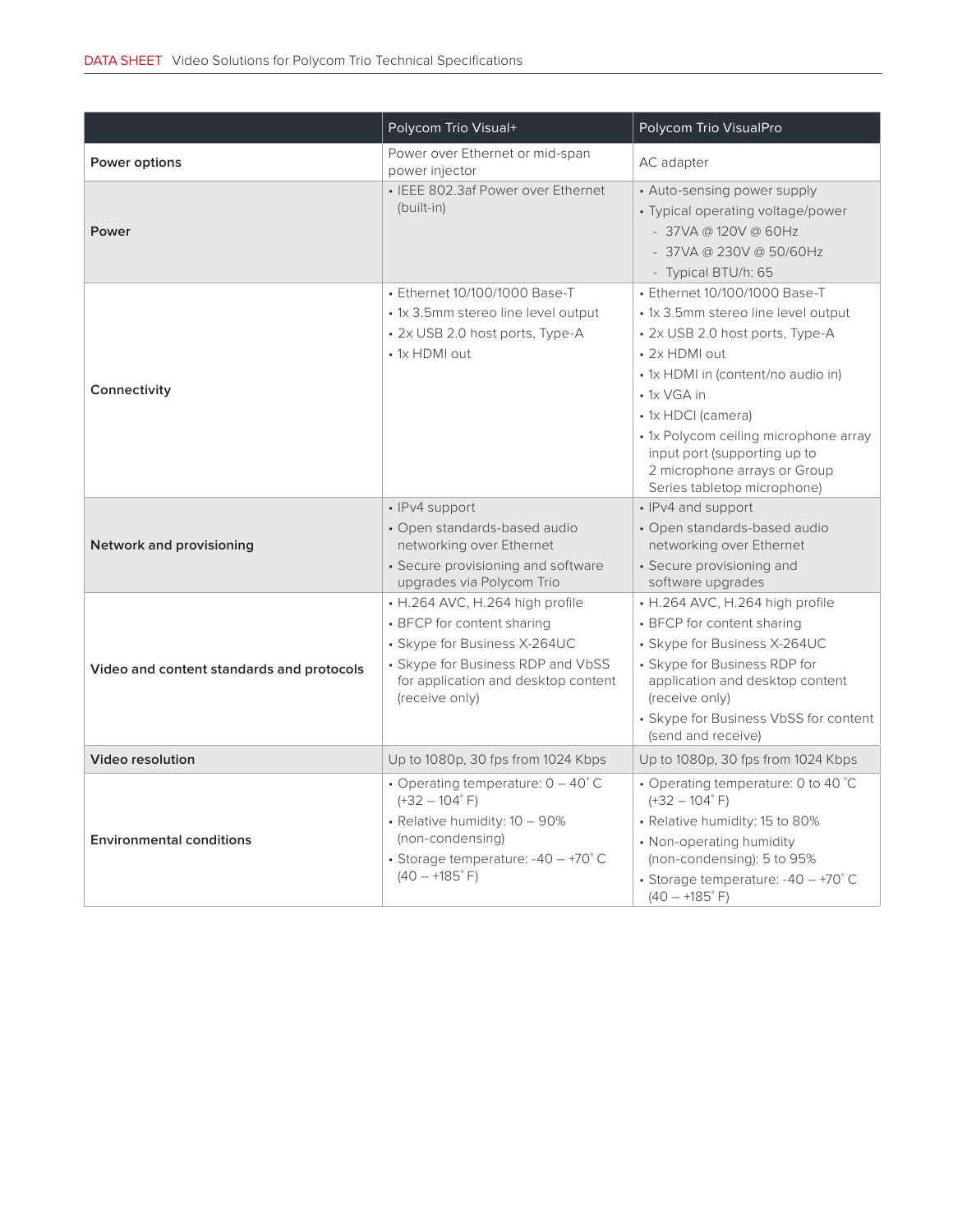| | Polycom Trio Visual+ | Polycom Trio VisualPro |
| --- | --- | --- |
| **Power options** | Power over Ethernet or mid-span power injector | AC adapter |
| **Power** | • IEEE 802.3af Power over Ethernet (built-in) | • Auto-sensing power supply<br>• Typical operating voltage/power<br>- 37VA @ 120V @ 60Hz<br>- 37VA @ 230V @ 50/60Hz<br>- Typical BTU/h: 65 |
| **Connectivity** | • Ethernet 10/100/1000 Base-T<br>• 1x 3.5mm stereo line level output<br>• 2x USB 2.0 host ports, Type-A<br>• 1x HDMI out | • Ethernet 10/100/1000 Base-T<br>• 1x 3.5mm stereo line level output<br>• 2x USB 2.0 host ports, Type-A<br>• 2x HDMI out<br>• 1x HDMI in (content/no audio in)<br>• 1x VGA in<br>• 1x HDCI (camera)<br>• 1x Polycom ceiling microphone array input port (supporting up to 2 microphone arrays or Group Series tabletop microphone) |
| **Network and provisioning** | • IPv4 support<br>• Open standards-based audio networking over Ethernet<br>• Secure provisioning and software upgrades via Polycom Trio | • IPv4 and support<br>• Open standards-based audio networking over Ethernet<br>• Secure provisioning and software upgrades |
| **Video and content standards and protocols** | • H.264 AVC, H.264 high profile<br>• BFCP for content sharing<br>• Skype for Business X-264UC<br>• Skype for Business RDP and VbSS for application and desktop content (receive only) | • H.264 AVC, H.264 high profile<br>• BFCP for content sharing<br>• Skype for Business X-264UC<br>• Skype for Business RDP for application and desktop content (receive only)<br>• Skype for Business VbSS for content (send and receive) |
| **Video resolution** | Up to 1080p, 30 fps from 1024 Kbps | Up to 1080p, 30 fps from 1024 Kbps |
| **Environmental conditions** | • Operating temperature: 0 – 40° C (+32 – 104° F)<br>• Relative humidity: 10 – 90% (non-condensing)<br>• Storage temperature: -40 – +70° C (40 – +185° F) | • Operating temperature: 0 to 40 °C (+32 – 104° F)<br>• Relative humidity: 15 to 80%<br>• Non-operating humidity (non-condensing): 5 to 95%<br>• Storage temperature: -40 – +70° C (40 – +185° F) |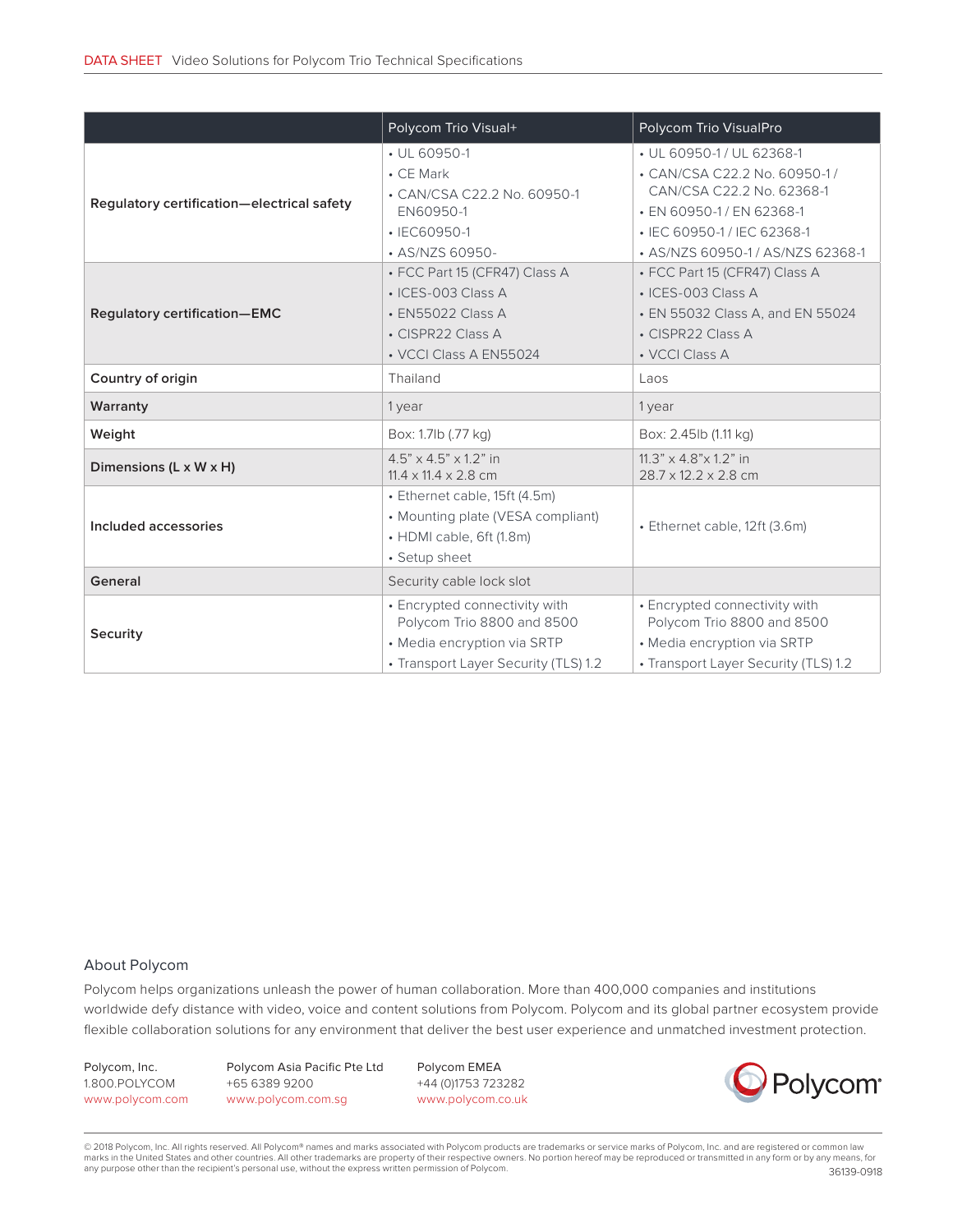| | Polycom Trio Visual+ | Polycom Trio VisualPro |
|---|---|---|
| **Regulatory certification—electrical safety** | • UL 60950-1<br>• CE Mark<br>• CAN/CSA C22.2 No. 60950-1 EN60950-1<br>• IEC60950-1<br>• AS/NZS 60950- | • UL 60950-1 / UL 62368-1<br>• CAN/CSA C22.2 No. 60950-1 / CAN/CSA C22.2 No. 62368-1<br>• EN 60950-1 / EN 62368-1<br>• IEC 60950-1 / IEC 62368-1<br>• AS/NZS 60950-1 / AS/NZS 62368-1 |
| **Regulatory certification—EMC** | • FCC Part 15 (CFR47) Class A<br>• ICES-003 Class A<br>• EN55022 Class A<br>• CISPR22 Class A<br>• VCCI Class A EN55024 | • FCC Part 15 (CFR47) Class A<br>• ICES-003 Class A<br>• EN 55032 Class A, and EN 55024<br>• CISPR22 Class A<br>• VCCI Class A |
| **Country of origin** | Thailand | Laos |
| **Warranty** | 1 year | 1 year |
| **Weight** | Box: 1.7lb (.77 kg) | Box: 2.45lb (1.11 kg) |
| **Dimensions (L x W x H)** | 4.5" x 4.5" x 1.2" in<br>11.4 x 11.4 x 2.8 cm | 11.3" x 4.8"x 1.2" in<br>28.7 x 12.2 x 2.8 cm |
| **Included accessories** | • Ethernet cable, 15ft (4.5m)<br>• Mounting plate (VESA compliant)<br>• HDMI cable, 6ft (1.8m)<br>• Setup sheet | • Ethernet cable, 12ft (3.6m) |
| **General** | Security cable lock slot | |
| **Security** | • Encrypted connectivity with Polycom Trio 8800 and 8500<br>• Media encryption via SRTP<br>• Transport Layer Security (TLS) 1.2 | • Encrypted connectivity with Polycom Trio 8800 and 8500<br>• Media encryption via SRTP<br>• Transport Layer Security (TLS) 1.2 |

## About Polycom

Polycom helps organizations unleash the power of human collaboration. More than 400,000 companies and institutions worldwide defy distance with video, voice and content solutions from Polycom. Polycom and its global partner ecosystem provide flexible collaboration solutions for any environment that deliver the best user experience and unmatched investment protection.

Polycom, Inc.
1.800.POLYCOM
www.polycom.com

Polycom Asia Pacific Pte Ltd
+65 6389 9200
www.polycom.com.sg

Polycom EMEA
+44 (0)1753 723282
www.polycom.co.uk

Polycom®

© 2018 Polycom, Inc. All rights reserved. All Polycom® names and marks associated with Polycom products are trademarks or service marks of Polycom, Inc. and are registered or common law marks in the United States and other countries. All other trademarks are property of their respective owners. No portion hereof may be reproduced or transmitted in any form or by any means, for any purpose other than the recipient's personal use, without the express written permission of Polycom.

36139-0918